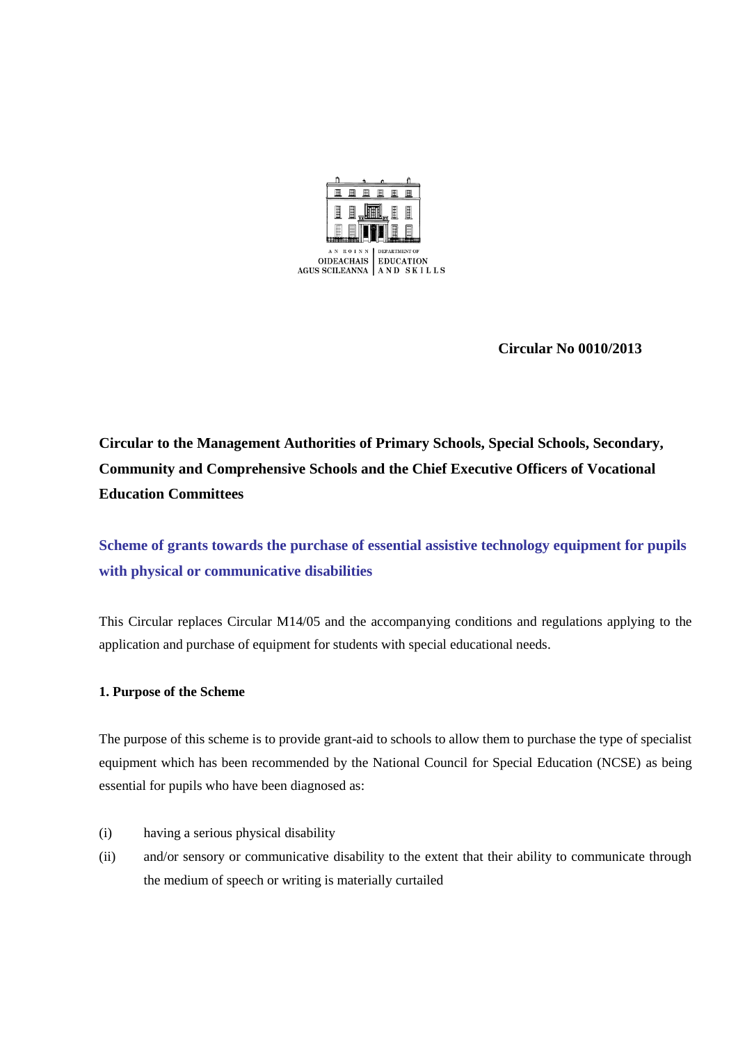AN ROINN OIDEACHAIS AGUS SCILEANNA | DEPARTMENT OF EDUCATION AND SKILLS

**Circular No 0010/2013**

**Circular to the Management Authorities of Primary Schools, Special Schools, Secondary, Community and Comprehensive Schools and the Chief Executive Officers of Vocational Education Committees**

## Scheme of grants towards the purchase of essential assistive technology equipment for pupils with physical or communicative disabilities

This Circular replaces Circular M14/05 and the accompanying conditions and regulations applying to the application and purchase of equipment for students with special educational needs.

### 1. Purpose of the Scheme

The purpose of this scheme is to provide grant-aid to schools to allow them to purchase the type of specialist equipment which has been recommended by the National Council for Special Education (NCSE) as being essential for pupils who have been diagnosed as:

(i) having a serious physical disability

(ii) and/or sensory or communicative disability to the extent that their ability to communicate through the medium of speech or writing is materially curtailed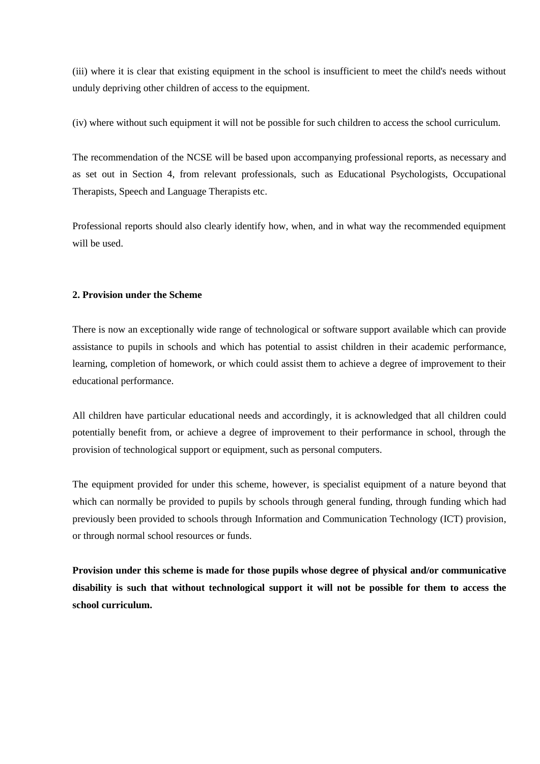(iii) where it is clear that existing equipment in the school is insufficient to meet the child's needs without unduly depriving other children of access to the equipment.

(iv) where without such equipment it will not be possible for such children to access the school curriculum.

The recommendation of the NCSE will be based upon accompanying professional reports, as necessary and as set out in Section 4, from relevant professionals, such as Educational Psychologists, Occupational Therapists, Speech and Language Therapists etc.

Professional reports should also clearly identify how, when, and in what way the recommended equipment will be used.

**2. Provision under the Scheme**

There is now an exceptionally wide range of technological or software support available which can provide assistance to pupils in schools and which has potential to assist children in their academic performance, learning, completion of homework, or which could assist them to achieve a degree of improvement to their educational performance.

All children have particular educational needs and accordingly, it is acknowledged that all children could potentially benefit from, or achieve a degree of improvement to their performance in school, through the provision of technological support or equipment, such as personal computers.

The equipment provided for under this scheme, however, is specialist equipment of a nature beyond that which can normally be provided to pupils by schools through general funding, through funding which had previously been provided to schools through Information and Communication Technology (ICT) provision, or through normal school resources or funds.

**Provision under this scheme is made for those pupils whose degree of physical and/or communicative disability is such that without technological support it will not be possible for them to access the school curriculum.**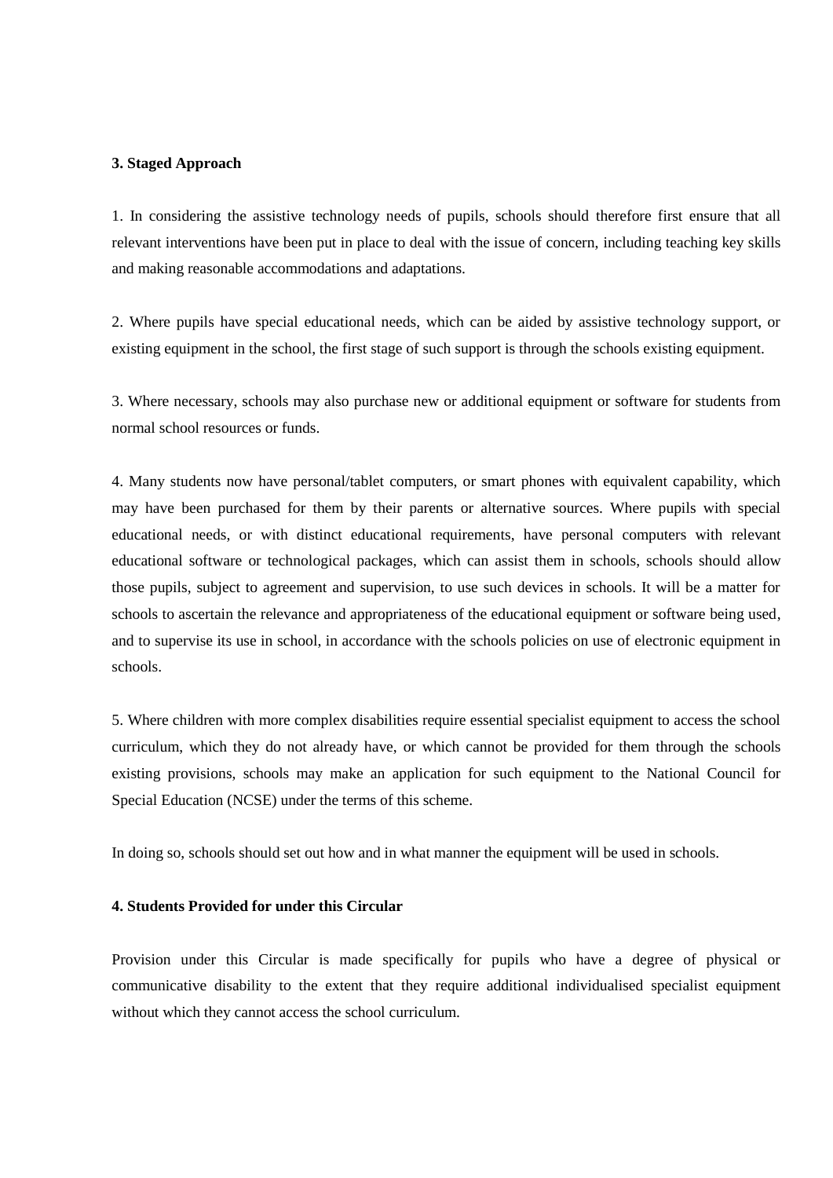## 3. Staged Approach

1. In considering the assistive technology needs of pupils, schools should therefore first ensure that all relevant interventions have been put in place to deal with the issue of concern, including teaching key skills and making reasonable accommodations and adaptations.

2. Where pupils have special educational needs, which can be aided by assistive technology support, or existing equipment in the school, the first stage of such support is through the schools existing equipment.

3. Where necessary, schools may also purchase new or additional equipment or software for students from normal school resources or funds.

4. Many students now have personal/tablet computers, or smart phones with equivalent capability, which may have been purchased for them by their parents or alternative sources. Where pupils with special educational needs, or with distinct educational requirements, have personal computers with relevant educational software or technological packages, which can assist them in schools, schools should allow those pupils, subject to agreement and supervision, to use such devices in schools. It will be a matter for schools to ascertain the relevance and appropriateness of the educational equipment or software being used, and to supervise its use in school, in accordance with the schools policies on use of electronic equipment in schools.

5. Where children with more complex disabilities require essential specialist equipment to access the school curriculum, which they do not already have, or which cannot be provided for them through the schools existing provisions, schools may make an application for such equipment to the National Council for Special Education (NCSE) under the terms of this scheme.

In doing so, schools should set out how and in what manner the equipment will be used in schools.

## 4. Students Provided for under this Circular

Provision under this Circular is made specifically for pupils who have a degree of physical or communicative disability to the extent that they require additional individualised specialist equipment without which they cannot access the school curriculum.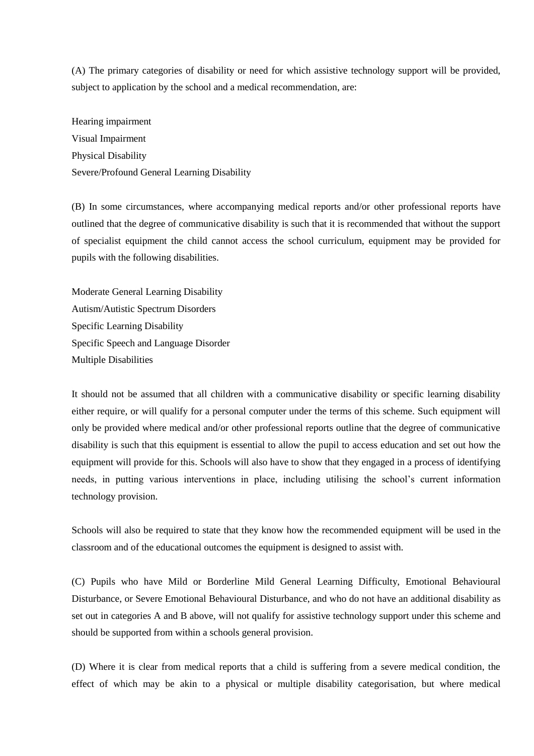(A) The primary categories of disability or need for which assistive technology support will be provided, subject to application by the school and a medical recommendation, are:

Hearing impairment
Visual Impairment
Physical Disability
Severe/Profound General Learning Disability

(B) In some circumstances, where accompanying medical reports and/or other professional reports have outlined that the degree of communicative disability is such that it is recommended that without the support of specialist equipment the child cannot access the school curriculum, equipment may be provided for pupils with the following disabilities.

Moderate General Learning Disability
Autism/Autistic Spectrum Disorders
Specific Learning Disability
Specific Speech and Language Disorder
Multiple Disabilities

It should not be assumed that all children with a communicative disability or specific learning disability either require, or will qualify for a personal computer under the terms of this scheme. Such equipment will only be provided where medical and/or other professional reports outline that the degree of communicative disability is such that this equipment is essential to allow the pupil to access education and set out how the equipment will provide for this. Schools will also have to show that they engaged in a process of identifying needs, in putting various interventions in place, including utilising the school's current information technology provision.

Schools will also be required to state that they know how the recommended equipment will be used in the classroom and of the educational outcomes the equipment is designed to assist with.

(C) Pupils who have Mild or Borderline Mild General Learning Difficulty, Emotional Behavioural Disturbance, or Severe Emotional Behavioural Disturbance, and who do not have an additional disability as set out in categories A and B above, will not qualify for assistive technology support under this scheme and should be supported from within a schools general provision.

(D) Where it is clear from medical reports that a child is suffering from a severe medical condition, the effect of which may be akin to a physical or multiple disability categorisation, but where medical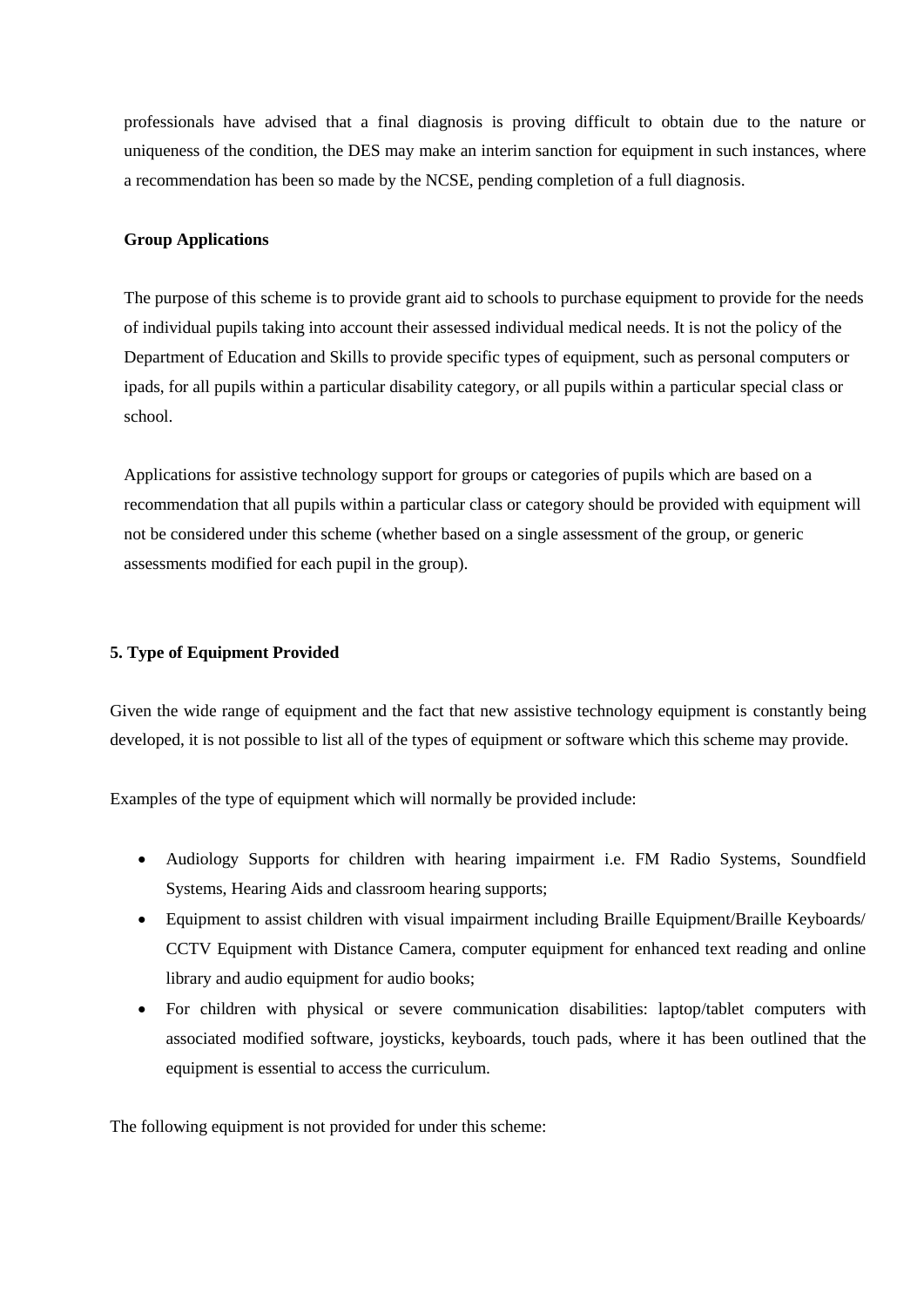professionals have advised that a final diagnosis is proving difficult to obtain due to the nature or uniqueness of the condition, the DES may make an interim sanction for equipment in such instances, where a recommendation has been so made by the NCSE, pending completion of a full diagnosis.

**Group Applications**

The purpose of this scheme is to provide grant aid to schools to purchase equipment to provide for the needs of individual pupils taking into account their assessed individual medical needs. It is not the policy of the Department of Education and Skills to provide specific types of equipment, such as personal computers or ipads, for all pupils within a particular disability category, or all pupils within a particular special class or school.

Applications for assistive technology support for groups or categories of pupils which are based on a recommendation that all pupils within a particular class or category should be provided with equipment will not be considered under this scheme (whether based on a single assessment of the group, or generic assessments modified for each pupil in the group).

**5. Type of Equipment Provided**

Given the wide range of equipment and the fact that new assistive technology equipment is constantly being developed, it is not possible to list all of the types of equipment or software which this scheme may provide.

Examples of the type of equipment which will normally be provided include:

- Audiology Supports for children with hearing impairment i.e. FM Radio Systems, Soundfield Systems, Hearing Aids and classroom hearing supports;
- Equipment to assist children with visual impairment including Braille Equipment/Braille Keyboards/ CCTV Equipment with Distance Camera, computer equipment for enhanced text reading and online library and audio equipment for audio books;
- For children with physical or severe communication disabilities: laptop/tablet computers with associated modified software, joysticks, keyboards, touch pads, where it has been outlined that the equipment is essential to access the curriculum.

The following equipment is not provided for under this scheme: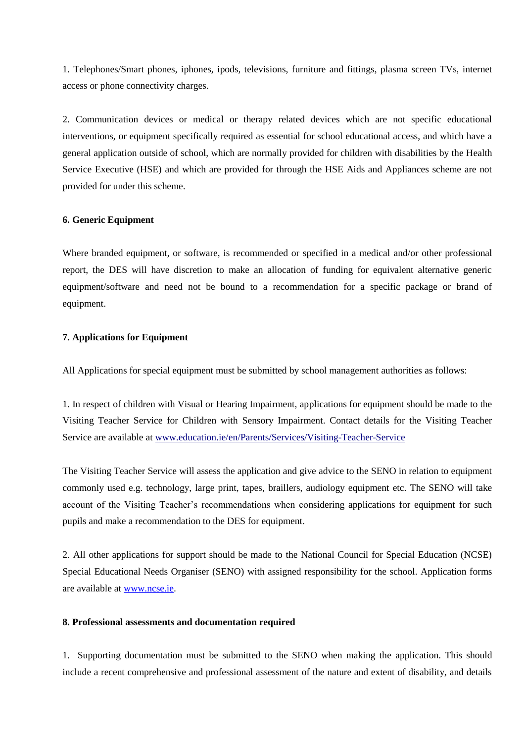1. Telephones/Smart phones, iphones, ipods, televisions, furniture and fittings, plasma screen TVs, internet access or phone connectivity charges.

2. Communication devices or medical or therapy related devices which are not specific educational interventions, or equipment specifically required as essential for school educational access, and which have a general application outside of school, which are normally provided for children with disabilities by the Health Service Executive (HSE) and which are provided for through the HSE Aids and Appliances scheme are not provided for under this scheme.

**6. Generic Equipment**

Where branded equipment, or software, is recommended or specified in a medical and/or other professional report, the DES will have discretion to make an allocation of funding for equivalent alternative generic equipment/software and need not be bound to a recommendation for a specific package or brand of equipment.

**7. Applications for Equipment**

All Applications for special equipment must be submitted by school management authorities as follows:

1. In respect of children with Visual or Hearing Impairment, applications for equipment should be made to the Visiting Teacher Service for Children with Sensory Impairment. Contact details for the Visiting Teacher Service are available at [www.education.ie/en/Parents/Services/Visiting-Teacher-Service](www.education.ie/en/Parents/Services/Visiting-Teacher-Service)

The Visiting Teacher Service will assess the application and give advice to the SENO in relation to equipment commonly used e.g. technology, large print, tapes, braillers, audiology equipment etc. The SENO will take account of the Visiting Teacher's recommendations when considering applications for equipment for such pupils and make a recommendation to the DES for equipment.

2. All other applications for support should be made to the National Council for Special Education (NCSE) Special Educational Needs Organiser (SENO) with assigned responsibility for the school. Application forms are available at [www.ncse.ie](www.ncse.ie).

**8. Professional assessments and documentation required**

1. Supporting documentation must be submitted to the SENO when making the application. This should include a recent comprehensive and professional assessment of the nature and extent of disability, and details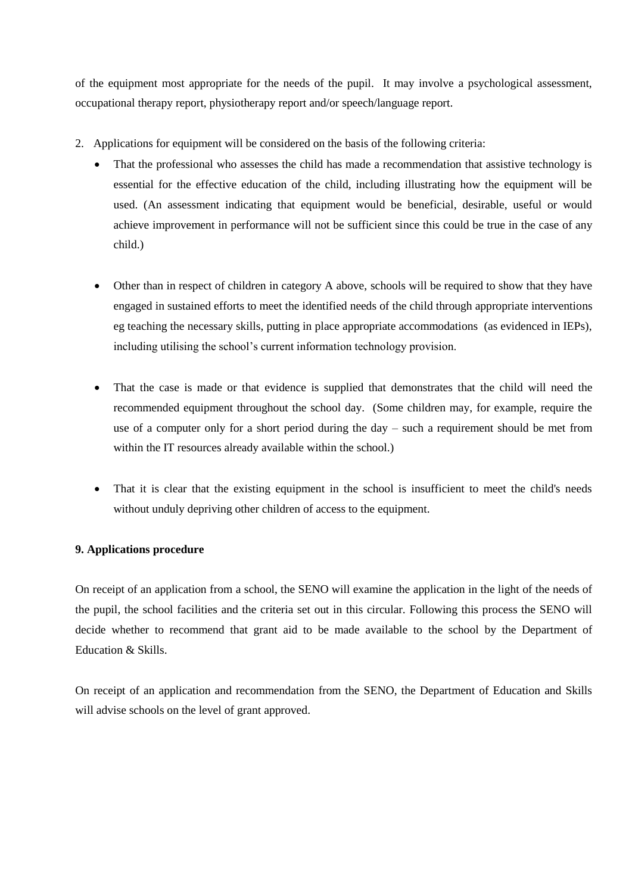of the equipment most appropriate for the needs of the pupil. It may involve a psychological assessment, occupational therapy report, physiotherapy report and/or speech/language report.

2. Applications for equipment will be considered on the basis of the following criteria:
    - That the professional who assesses the child has made a recommendation that assistive technology is essential for the effective education of the child, including illustrating how the equipment will be used. (An assessment indicating that equipment would be beneficial, desirable, useful or would achieve improvement in performance will not be sufficient since this could be true in the case of any child.)
    - Other than in respect of children in category A above, schools will be required to show that they have engaged in sustained efforts to meet the identified needs of the child through appropriate interventions eg teaching the necessary skills, putting in place appropriate accommodations (as evidenced in IEPs), including utilising the school's current information technology provision.
    - That the case is made or that evidence is supplied that demonstrates that the child will need the recommended equipment throughout the school day. (Some children may, for example, require the use of a computer only for a short period during the day – such a requirement should be met from within the IT resources already available within the school.)
    - That it is clear that the existing equipment in the school is insufficient to meet the child's needs without unduly depriving other children of access to the equipment.

**9. Applications procedure**

On receipt of an application from a school, the SENO will examine the application in the light of the needs of the pupil, the school facilities and the criteria set out in this circular. Following this process the SENO will decide whether to recommend that grant aid to be made available to the school by the Department of Education & Skills.

On receipt of an application and recommendation from the SENO, the Department of Education and Skills will advise schools on the level of grant approved.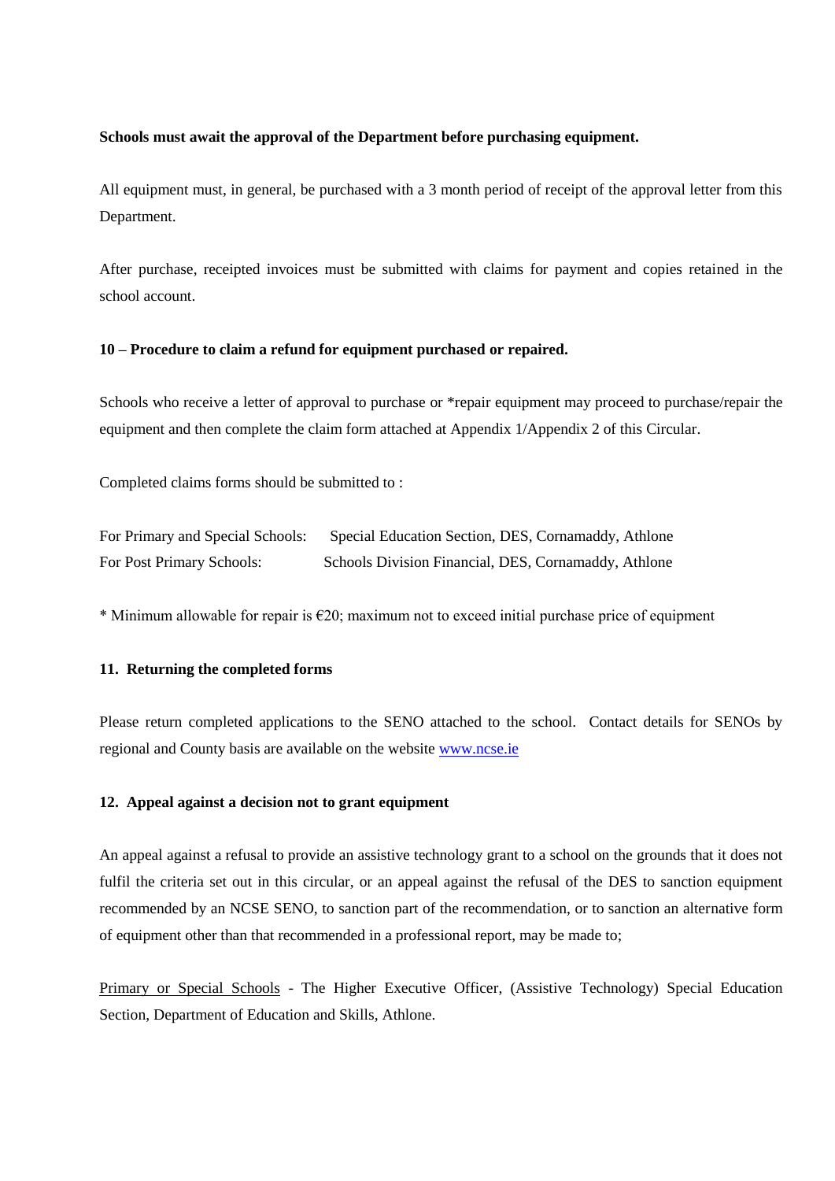**Schools must await the approval of the Department before purchasing equipment.**

All equipment must, in general, be purchased with a 3 month period of receipt of the approval letter from this Department.

After purchase, receipted invoices must be submitted with claims for payment and copies retained in the school account.

**10 – Procedure to claim a refund for equipment purchased or repaired.**

Schools who receive a letter of approval to purchase or *repair equipment may proceed to purchase/repair the equipment and then complete the claim form attached at Appendix 1/Appendix 2 of this Circular.

Completed claims forms should be submitted to :

For Primary and Special Schools: Special Education Section, DES, Cornamaddy, Athlone
For Post Primary Schools: Schools Division Financial, DES, Cornamaddy, Athlone

* Minimum allowable for repair is €20; maximum not to exceed initial purchase price of equipment

**11. Returning the completed forms**

Please return completed applications to the SENO attached to the school. Contact details for SENOs by regional and County basis are available on the website www.ncse.ie

**12. Appeal against a decision not to grant equipment**

An appeal against a refusal to provide an assistive technology grant to a school on the grounds that it does not fulfil the criteria set out in this circular, or an appeal against the refusal of the DES to sanction equipment recommended by an NCSE SENO, to sanction part of the recommendation, or to sanction an alternative form of equipment other than that recommended in a professional report, may be made to;

Primary or Special Schools - The Higher Executive Officer, (Assistive Technology) Special Education Section, Department of Education and Skills, Athlone.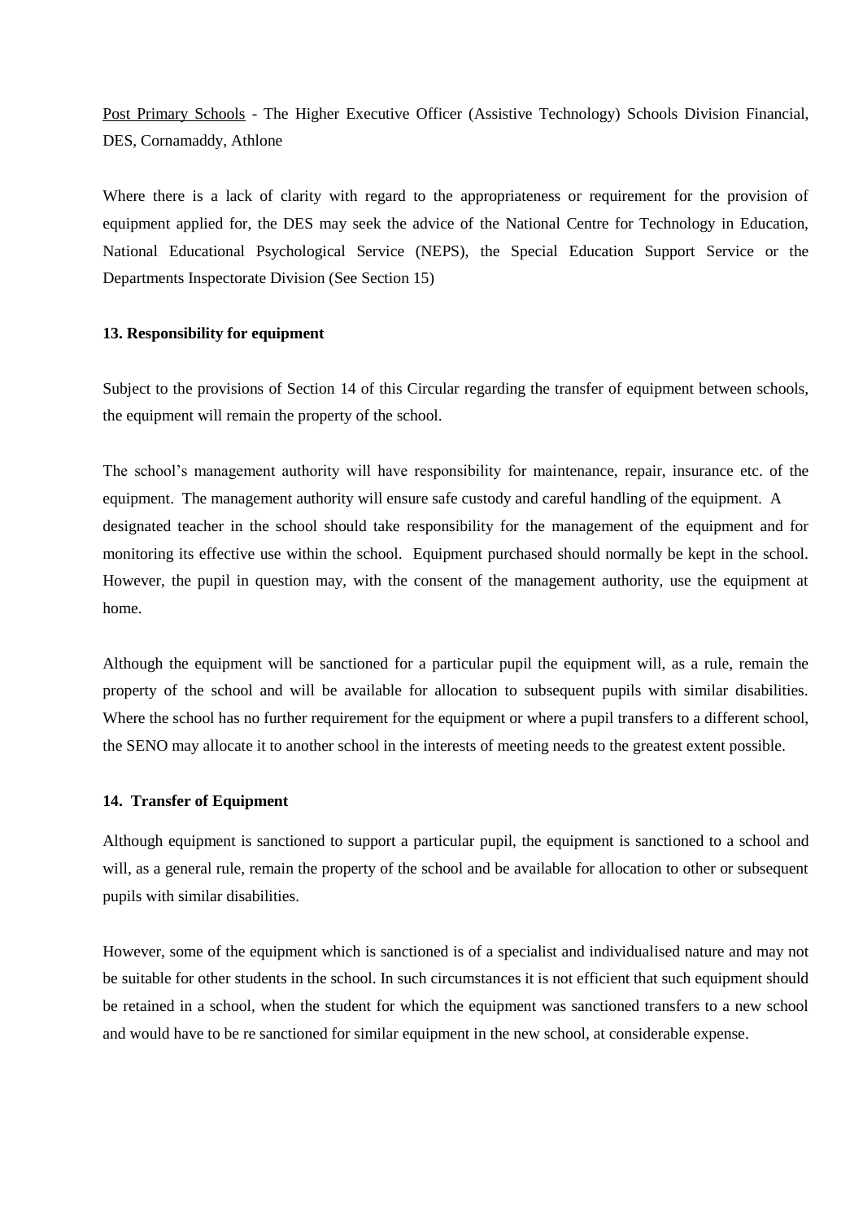Post Primary Schools - The Higher Executive Officer (Assistive Technology) Schools Division Financial, DES, Cornamaddy, Athlone

Where there is a lack of clarity with regard to the appropriateness or requirement for the provision of equipment applied for, the DES may seek the advice of the National Centre for Technology in Education, National Educational Psychological Service (NEPS), the Special Education Support Service or the Departments Inspectorate Division (See Section 15)

**13. Responsibility for equipment**

Subject to the provisions of Section 14 of this Circular regarding the transfer of equipment between schools, the equipment will remain the property of the school.

The school's management authority will have responsibility for maintenance, repair, insurance etc. of the equipment. The management authority will ensure safe custody and careful handling of the equipment. A designated teacher in the school should take responsibility for the management of the equipment and for monitoring its effective use within the school. Equipment purchased should normally be kept in the school. However, the pupil in question may, with the consent of the management authority, use the equipment at home.

Although the equipment will be sanctioned for a particular pupil the equipment will, as a rule, remain the property of the school and will be available for allocation to subsequent pupils with similar disabilities. Where the school has no further requirement for the equipment or where a pupil transfers to a different school, the SENO may allocate it to another school in the interests of meeting needs to the greatest extent possible.

**14. Transfer of Equipment**

Although equipment is sanctioned to support a particular pupil, the equipment is sanctioned to a school and will, as a general rule, remain the property of the school and be available for allocation to other or subsequent pupils with similar disabilities.

However, some of the equipment which is sanctioned is of a specialist and individualised nature and may not be suitable for other students in the school. In such circumstances it is not efficient that such equipment should be retained in a school, when the student for which the equipment was sanctioned transfers to a new school and would have to be re sanctioned for similar equipment in the new school, at considerable expense.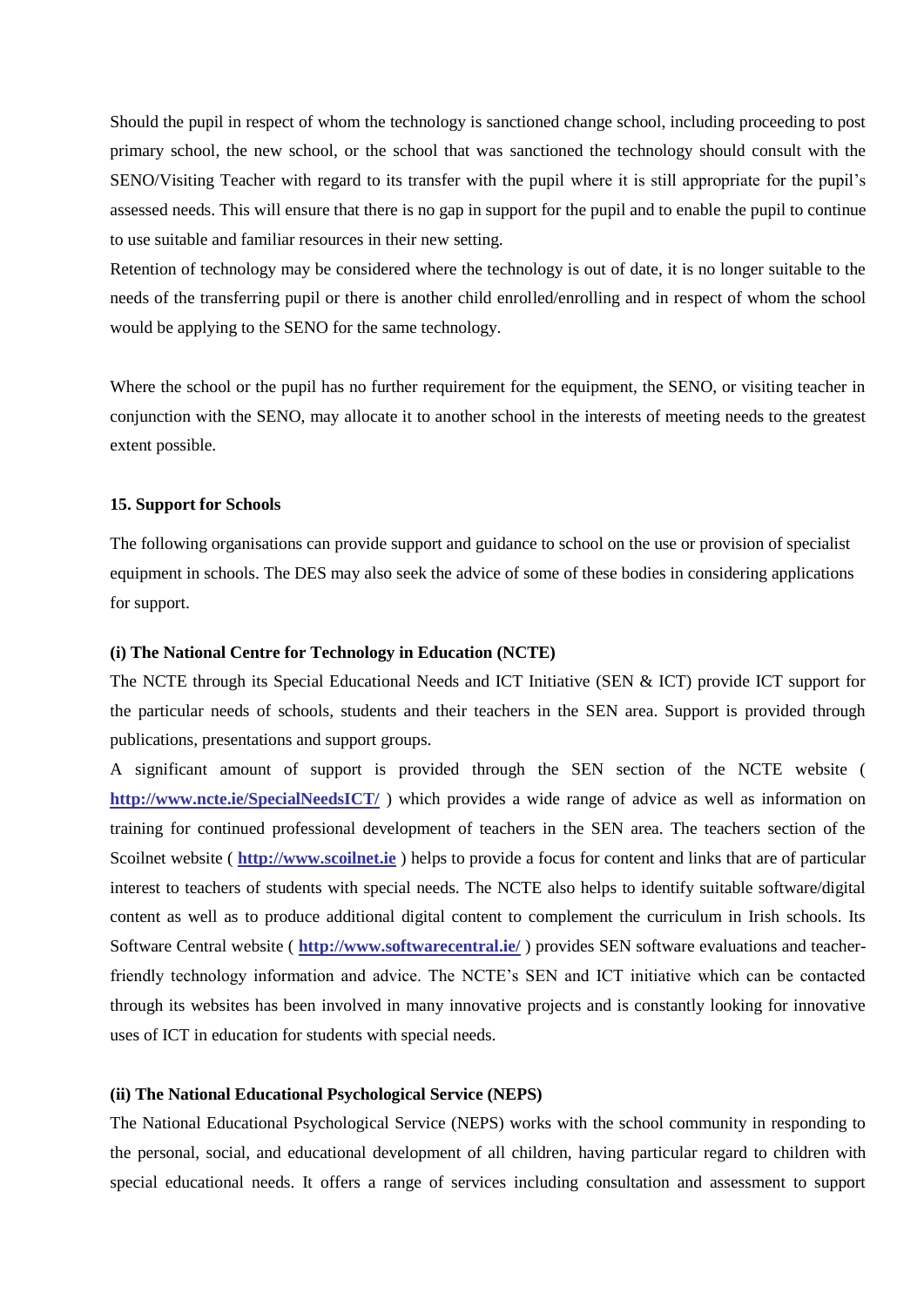Should the pupil in respect of whom the technology is sanctioned change school, including proceeding to post primary school, the new school, or the school that was sanctioned the technology should consult with the SENO/Visiting Teacher with regard to its transfer with the pupil where it is still appropriate for the pupil's assessed needs. This will ensure that there is no gap in support for the pupil and to enable the pupil to continue to use suitable and familiar resources in their new setting.

Retention of technology may be considered where the technology is out of date, it is no longer suitable to the needs of the transferring pupil or there is another child enrolled/enrolling and in respect of whom the school would be applying to the SENO for the same technology.

Where the school or the pupil has no further requirement for the equipment, the SENO, or visiting teacher in conjunction with the SENO, may allocate it to another school in the interests of meeting needs to the greatest extent possible.

## 15. Support for Schools

The following organisations can provide support and guidance to school on the use or provision of specialist equipment in schools. The DES may also seek the advice of some of these bodies in considering applications for support.

### (i) The National Centre for Technology in Education (NCTE)

The NCTE through its Special Educational Needs and ICT Initiative (SEN & ICT) provide ICT support for the particular needs of schools, students and their teachers in the SEN area. Support is provided through publications, presentations and support groups.

A significant amount of support is provided through the SEN section of the NCTE website ( **http://www.ncte.ie/SpecialNeedsICT/** ) which provides a wide range of advice as well as information on training for continued professional development of teachers in the SEN area. The teachers section of the Scoilnet website ( **http://www.scoilnet.ie** ) helps to provide a focus for content and links that are of particular interest to teachers of students with special needs. The NCTE also helps to identify suitable software/digital content as well as to produce additional digital content to complement the curriculum in Irish schools. Its Software Central website ( **http://www.softwarecentral.ie/** ) provides SEN software evaluations and teacher-friendly technology information and advice. The NCTE's SEN and ICT initiative which can be contacted through its websites has been involved in many innovative projects and is constantly looking for innovative uses of ICT in education for students with special needs.

### (ii) The National Educational Psychological Service (NEPS)

The National Educational Psychological Service (NEPS) works with the school community in responding to the personal, social, and educational development of all children, having particular regard to children with special educational needs. It offers a range of services including consultation and assessment to support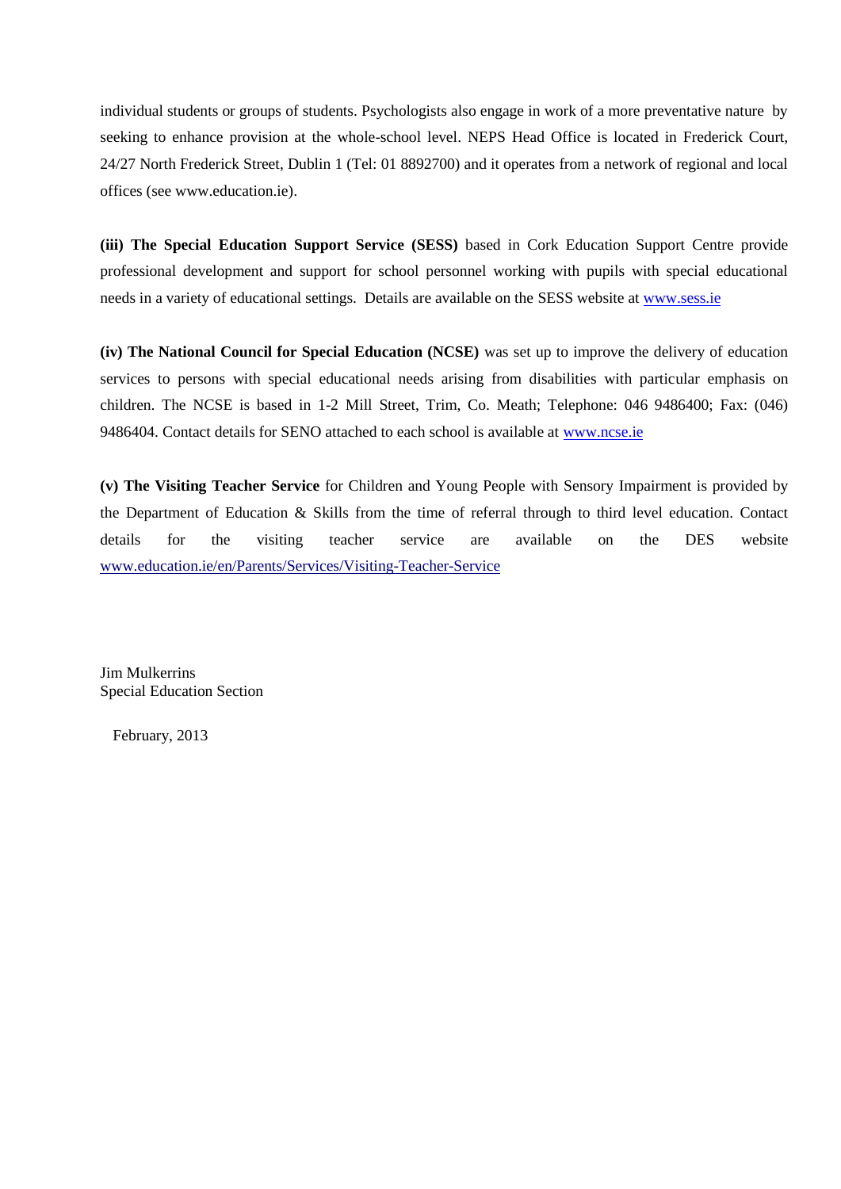individual students or groups of students. Psychologists also engage in work of a more preventative nature by seeking to enhance provision at the whole-school level. NEPS Head Office is located in Frederick Court, 24/27 North Frederick Street, Dublin 1 (Tel: 01 8892700) and it operates from a network of regional and local offices (see www.education.ie).

**(iii) The Special Education Support Service (SESS)** based in Cork Education Support Centre provide professional development and support for school personnel working with pupils with special educational needs in a variety of educational settings. Details are available on the SESS website at www.sess.ie

**(iv) The National Council for Special Education (NCSE)** was set up to improve the delivery of education services to persons with special educational needs arising from disabilities with particular emphasis on children. The NCSE is based in 1-2 Mill Street, Trim, Co. Meath; Telephone: 046 9486400; Fax: (046) 9486404. Contact details for SENO attached to each school is available at www.ncse.ie

**(v) The Visiting Teacher Service** for Children and Young People with Sensory Impairment is provided by the Department of Education & Skills from the time of referral through to third level education. Contact details for the visiting teacher service are available on the DES website www.education.ie/en/Parents/Services/Visiting-Teacher-Service

Jim Mulkerrins
Special Education Section

February, 2013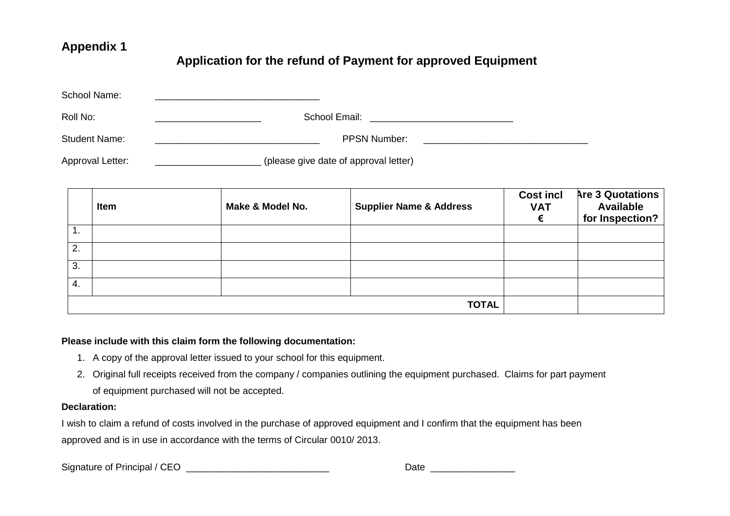**Appendix 1**

## Application for the refund of Payment for approved Equipment

School Name: _______________________________

Roll No: ____________________ School Email: ___________________________

Student Name: _______________________________ PPSN Number: _______________________________

Approval Letter: ____________________ (please give date of approval letter)

| | Item | Make & Model No. | Supplier Name & Address | Cost incl VAT € | Are 3 Quotations Available for Inspection? |
|---|---|---|---|---|---|
| 1. | | | | | |
| 2. | | | | | |
| 3. | | | | | |
| 4. | | | | | |
| | | | **TOTAL** | | |

**Please include with this claim form the following documentation:**

1. A copy of the approval letter issued to your school for this equipment.
2. Original full receipts received from the company / companies outlining the equipment purchased. Claims for part payment of equipment purchased will not be accepted.

**Declaration:**

I wish to claim a refund of costs involved in the purchase of approved equipment and I confirm that the equipment has been approved and is in use in accordance with the terms of Circular 0010/ 2013.

Signature of Principal / CEO ___________________________ Date ________________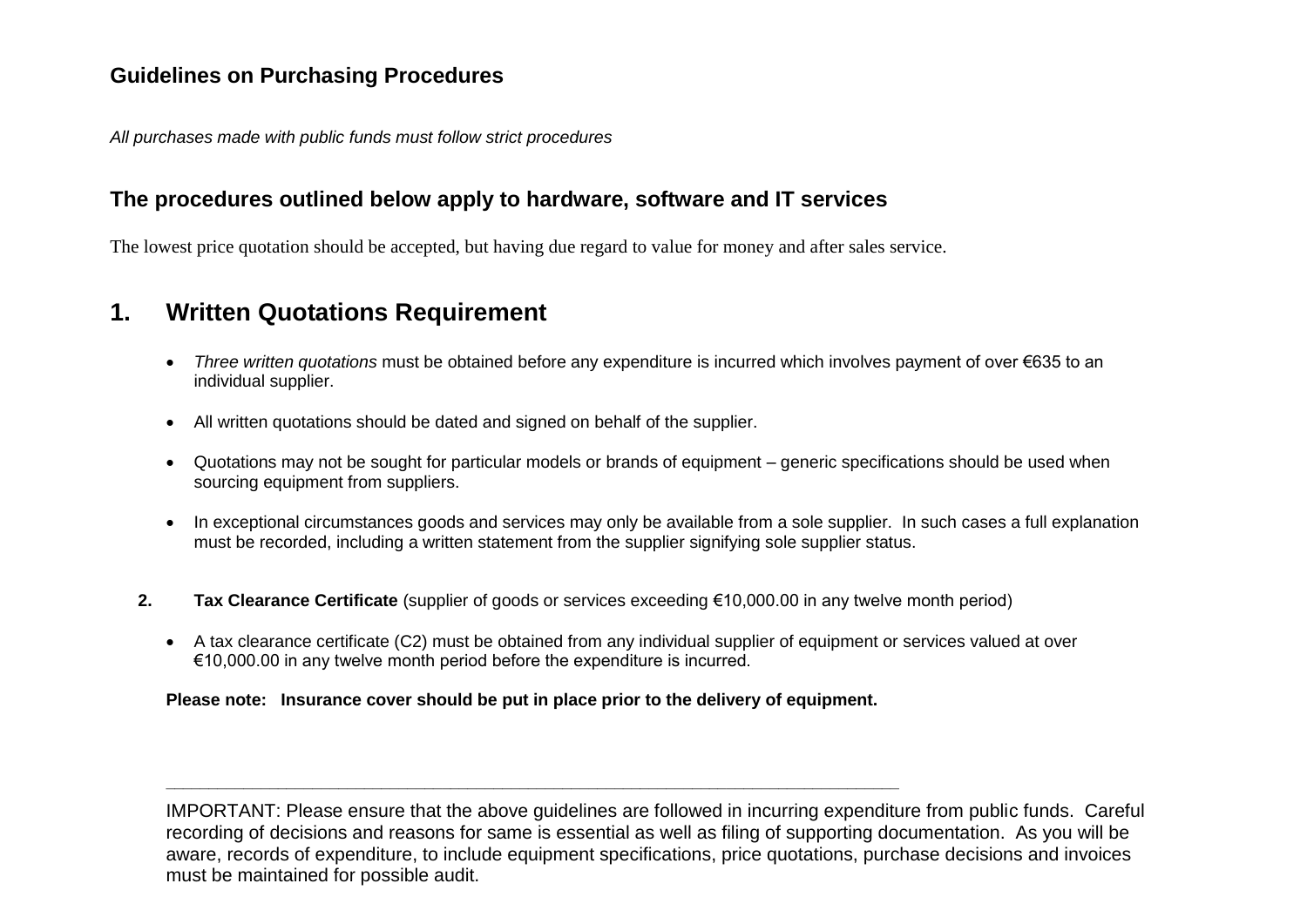## Guidelines on Purchasing Procedures

*All purchases made with public funds must follow strict procedures*

## The procedures outlined below apply to hardware, software and IT services

The lowest price quotation should be accepted, but having due regard to value for money and after sales service.

# 1. Written Quotations Requirement

- *Three written quotations* must be obtained before any expenditure is incurred which involves payment of over €635 to an individual supplier.
- All written quotations should be dated and signed on behalf of the supplier.
- Quotations may not be sought for particular models or brands of equipment – generic specifications should be used when sourcing equipment from suppliers.
- In exceptional circumstances goods and services may only be available from a sole supplier. In such cases a full explanation must be recorded, including a written statement from the supplier signifying sole supplier status.

**2. Tax Clearance Certificate** (supplier of goods or services exceeding €10,000.00 in any twelve month period)

- A tax clearance certificate (C2) must be obtained from any individual supplier of equipment or services valued at over €10,000.00 in any twelve month period before the expenditure is incurred.

**Please note: Insurance cover should be put in place prior to the delivery of equipment.**

---

IMPORTANT: Please ensure that the above guidelines are followed in incurring expenditure from public funds. Careful recording of decisions and reasons for same is essential as well as filing of supporting documentation. As you will be aware, records of expenditure, to include equipment specifications, price quotations, purchase decisions and invoices must be maintained for possible audit.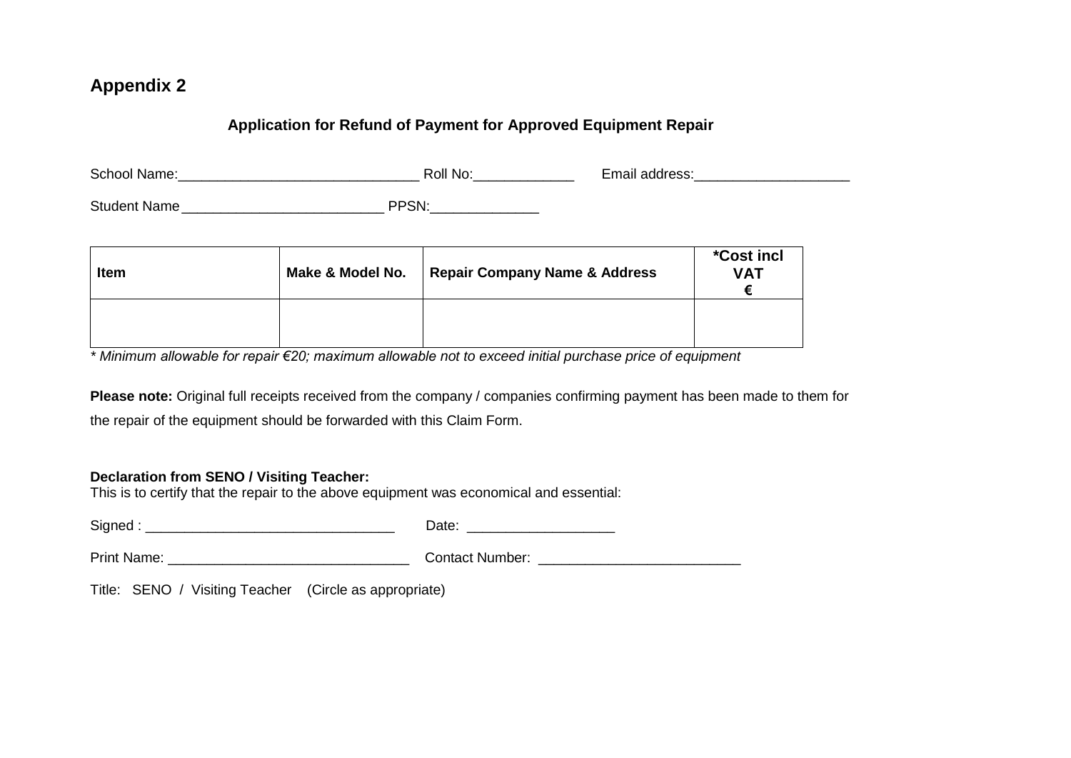## Appendix 2

### Application for Refund of Payment for Approved Equipment Repair

School Name:_______________________________ Roll No:_____________ Email address:____________________

Student Name __________________________ PPSN:______________

| Item | Make & Model No. | Repair Company Name & Address | *Cost incl VAT € |
|---|---|---|---|
| | | | |

*\* Minimum allowable for repair €20; maximum allowable not to exceed initial purchase price of equipment*

**Please note:** Original full receipts received from the company / companies confirming payment has been made to them for the repair of the equipment should be forwarded with this Claim Form.

**Declaration from SENO / Visiting Teacher:**
This is to certify that the repair to the above equipment was economical and essential:

Signed : ________________________________ Date: ___________________

Print Name: _______________________________ Contact Number: __________________________

Title: SENO / Visiting Teacher (Circle as appropriate)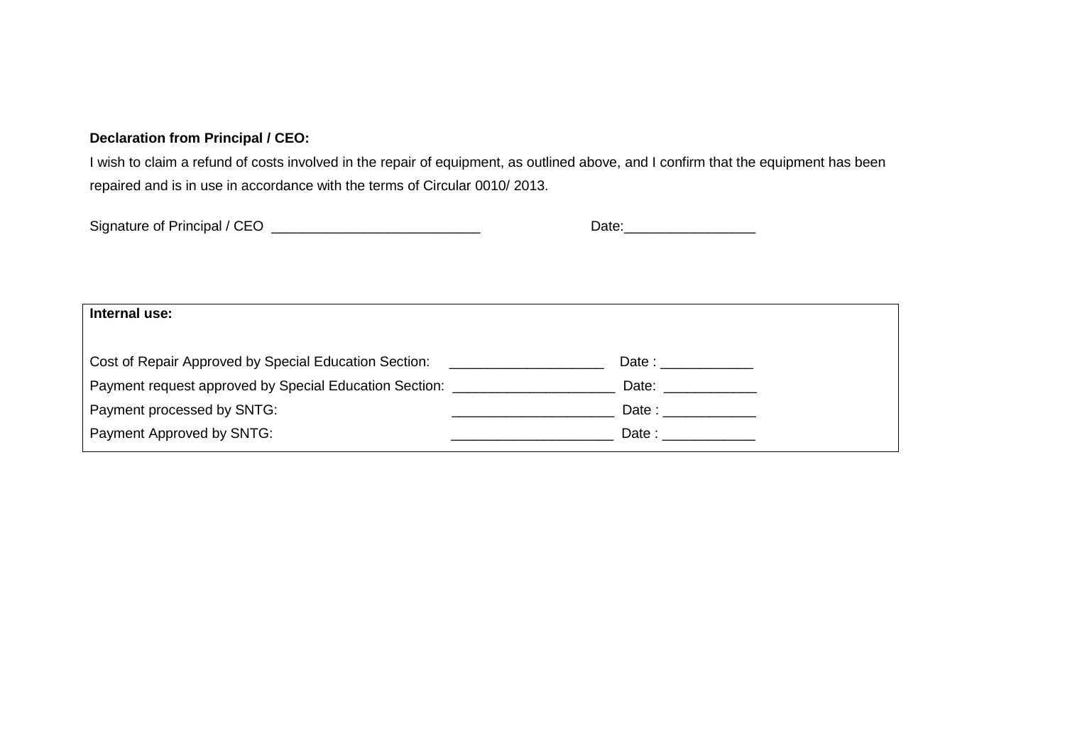**Declaration from Principal / CEO:**

I wish to claim a refund of costs involved in the repair of equipment, as outlined above, and I confirm that the equipment has been repaired and is in use in accordance with the terms of Circular 0010/ 2013.

Signature of Principal / CEO ___________________________ Date:_________________

**Internal use:**

Cost of Repair Approved by Special Education Section: ____________________ Date : ____________

Payment request approved by Special Education Section: _____________________ Date: ____________

Payment processed by SNTG: _____________________ Date : ____________

Payment Approved by SNTG: _____________________ Date : ____________